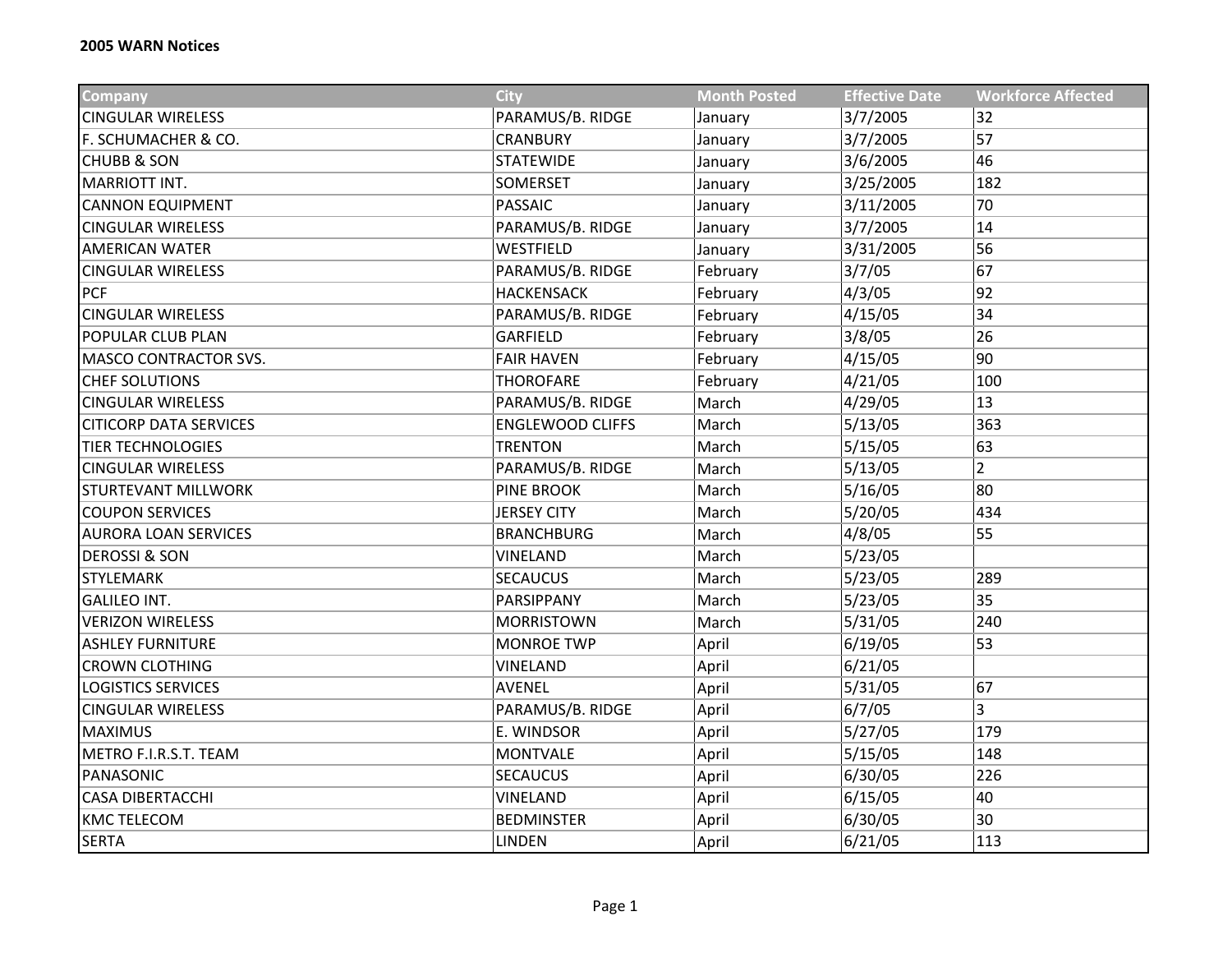**2005 WARN Notices**

| Company | City | Month Posted | Effective Date | Workforce Affected |
|---|---|---|---|---|
| CINGULAR WIRELESS | PARAMUS/B. RIDGE | January | 3/7/2005 | 32 |
| F. SCHUMACHER & CO. | CRANBURY | January | 3/7/2005 | 57 |
| CHUBB & SON | STATEWIDE | January | 3/6/2005 | 46 |
| MARRIOTT INT. | SOMERSET | January | 3/25/2005 | 182 |
| CANNON EQUIPMENT | PASSAIC | January | 3/11/2005 | 70 |
| CINGULAR WIRELESS | PARAMUS/B. RIDGE | January | 3/7/2005 | 14 |
| AMERICAN WATER | WESTFIELD | January | 3/31/2005 | 56 |
| CINGULAR WIRELESS | PARAMUS/B. RIDGE | February | 3/7/05 | 67 |
| PCF | HACKENSACK | February | 4/3/05 | 92 |
| CINGULAR WIRELESS | PARAMUS/B. RIDGE | February | 4/15/05 | 34 |
| POPULAR CLUB PLAN | GARFIELD | February | 3/8/05 | 26 |
| MASCO CONTRACTOR SVS. | FAIR HAVEN | February | 4/15/05 | 90 |
| CHEF SOLUTIONS | THOROFARE | February | 4/21/05 | 100 |
| CINGULAR WIRELESS | PARAMUS/B. RIDGE | March | 4/29/05 | 13 |
| CITICORP DATA SERVICES | ENGLEWOOD CLIFFS | March | 5/13/05 | 363 |
| TIER TECHNOLOGIES | TRENTON | March | 5/15/05 | 63 |
| CINGULAR WIRELESS | PARAMUS/B. RIDGE | March | 5/13/05 | 2 |
| STURTEVANT MILLWORK | PINE BROOK | March | 5/16/05 | 80 |
| COUPON SERVICES | JERSEY CITY | March | 5/20/05 | 434 |
| AURORA LOAN SERVICES | BRANCHBURG | March | 4/8/05 | 55 |
| DEROSSI & SON | VINELAND | March | 5/23/05 | |
| STYLEMARK | SECAUCUS | March | 5/23/05 | 289 |
| GALILEO INT. | PARSIPPANY | March | 5/23/05 | 35 |
| VERIZON WIRELESS | MORRISTOWN | March | 5/31/05 | 240 |
| ASHLEY FURNITURE | MONROE TWP | April | 6/19/05 | 53 |
| CROWN CLOTHING | VINELAND | April | 6/21/05 | |
| LOGISTICS SERVICES | AVENEL | April | 5/31/05 | 67 |
| CINGULAR WIRELESS | PARAMUS/B. RIDGE | April | 6/7/05 | 3 |
| MAXIMUS | E. WINDSOR | April | 5/27/05 | 179 |
| METRO F.I.R.S.T. TEAM | MONTVALE | April | 5/15/05 | 148 |
| PANASONIC | SECAUCUS | April | 6/30/05 | 226 |
| CASA DIBERTACCHI | VINELAND | April | 6/15/05 | 40 |
| KMC TELECOM | BEDMINSTER | April | 6/30/05 | 30 |
| SERTA | LINDEN | April | 6/21/05 | 113 |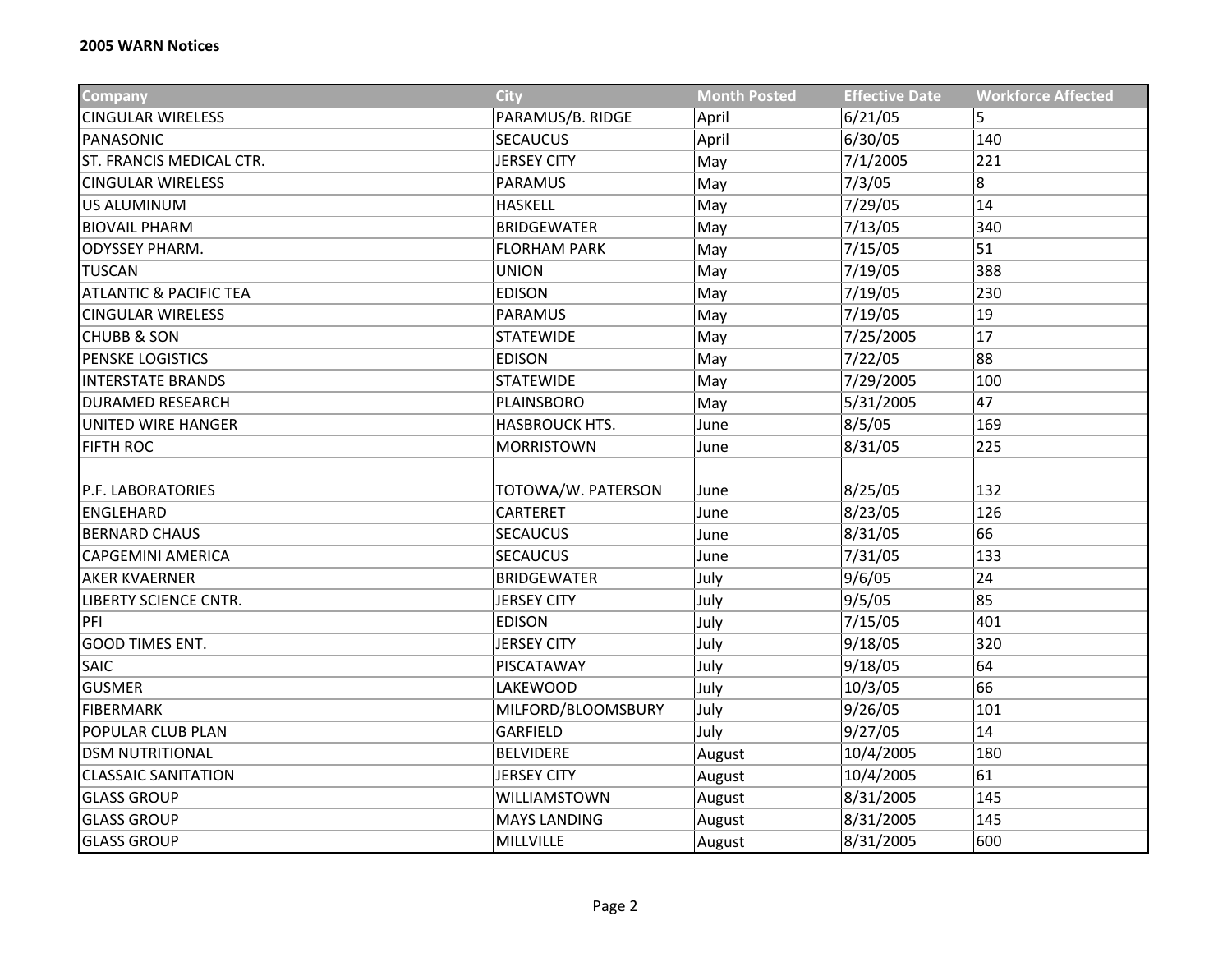**2005 WARN Notices**

| Company | City | Month Posted | Effective Date | Workforce Affected |
|---|---|---|---|---|
| CINGULAR WIRELESS | PARAMUS/B. RIDGE | April | 6/21/05 | 5 |
| PANASONIC | SECAUCUS | April | 6/30/05 | 140 |
| ST. FRANCIS MEDICAL CTR. | JERSEY CITY | May | 7/1/2005 | 221 |
| CINGULAR WIRELESS | PARAMUS | May | 7/3/05 | 8 |
| US ALUMINUM | HASKELL | May | 7/29/05 | 14 |
| BIOVAIL PHARM | BRIDGEWATER | May | 7/13/05 | 340 |
| ODYSSEY PHARM. | FLORHAM PARK | May | 7/15/05 | 51 |
| TUSCAN | UNION | May | 7/19/05 | 388 |
| ATLANTIC & PACIFIC TEA | EDISON | May | 7/19/05 | 230 |
| CINGULAR WIRELESS | PARAMUS | May | 7/19/05 | 19 |
| CHUBB & SON | STATEWIDE | May | 7/25/2005 | 17 |
| PENSKE LOGISTICS | EDISON | May | 7/22/05 | 88 |
| INTERSTATE BRANDS | STATEWIDE | May | 7/29/2005 | 100 |
| DURAMED RESEARCH | PLAINSBORO | May | 5/31/2005 | 47 |
| UNITED WIRE HANGER | HASBROUCK HTS. | June | 8/5/05 | 169 |
| FIFTH ROC | MORRISTOWN | June | 8/31/05 | 225 |
| P.F. LABORATORIES | TOTOWA/W. PATERSON | June | 8/25/05 | 132 |
| ENGLEHARD | CARTERET | June | 8/23/05 | 126 |
| BERNARD CHAUS | SECAUCUS | June | 8/31/05 | 66 |
| CAPGEMINI AMERICA | SECAUCUS | June | 7/31/05 | 133 |
| AKER KVAERNER | BRIDGEWATER | July | 9/6/05 | 24 |
| LIBERTY SCIENCE CNTR. | JERSEY CITY | July | 9/5/05 | 85 |
| PFI | EDISON | July | 7/15/05 | 401 |
| GOOD TIMES ENT. | JERSEY CITY | July | 9/18/05 | 320 |
| SAIC | PISCATAWAY | July | 9/18/05 | 64 |
| GUSMER | LAKEWOOD | July | 10/3/05 | 66 |
| FIBERMARK | MILFORD/BLOOMSBURY | July | 9/26/05 | 101 |
| POPULAR CLUB PLAN | GARFIELD | July | 9/27/05 | 14 |
| DSM NUTRITIONAL | BELVIDERE | August | 10/4/2005 | 180 |
| CLASSAIC SANITATION | JERSEY CITY | August | 10/4/2005 | 61 |
| GLASS GROUP | WILLIAMSTOWN | August | 8/31/2005 | 145 |
| GLASS GROUP | MAYS LANDING | August | 8/31/2005 | 145 |
| GLASS GROUP | MILLVILLE | August | 8/31/2005 | 600 |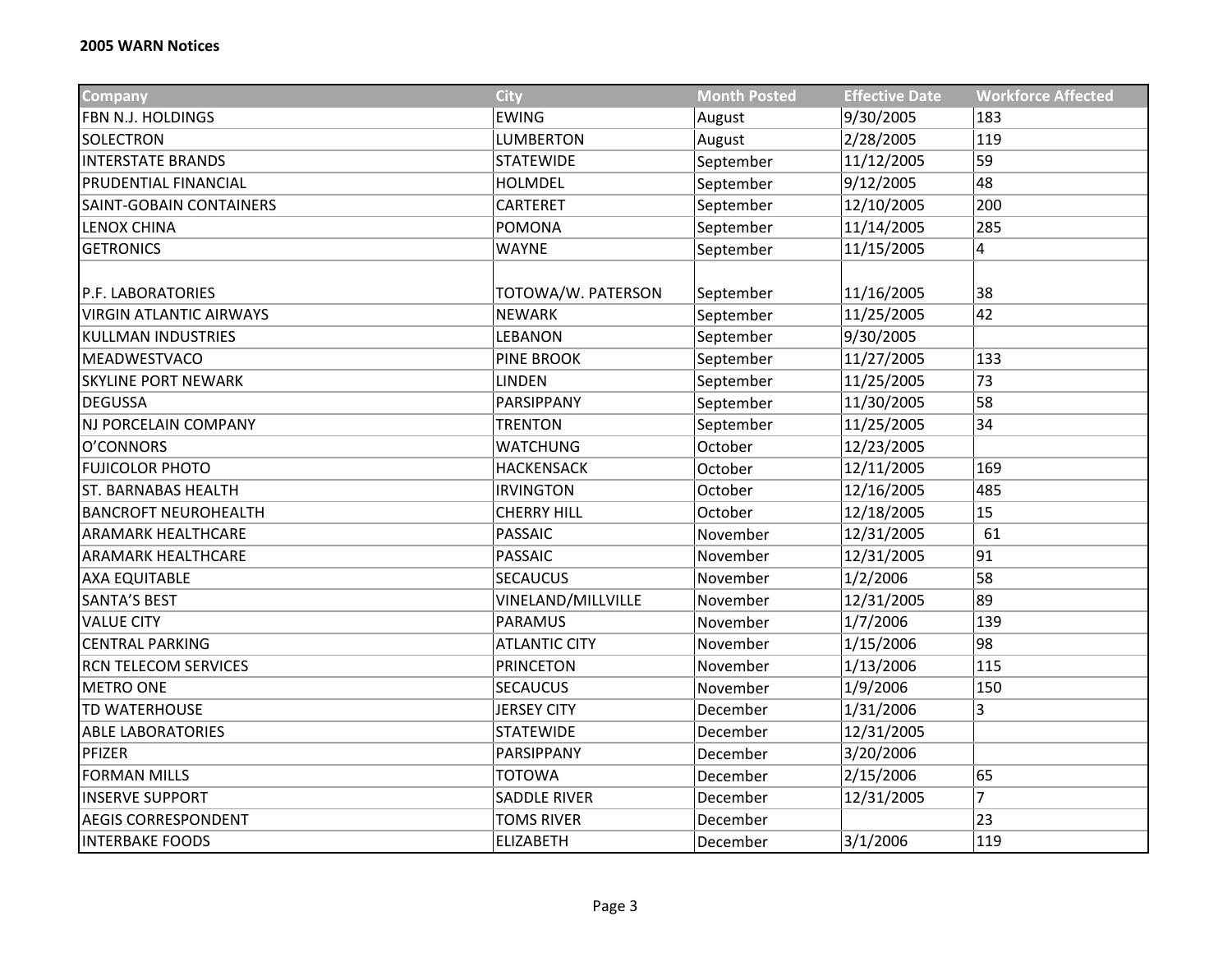**2005 WARN Notices**

| Company | City | Month Posted | Effective Date | Workforce Affected |
|---|---|---|---|---|
| FBN N.J. HOLDINGS | EWING | August | 9/30/2005 | 183 |
| SOLECTRON | LUMBERTON | August | 2/28/2005 | 119 |
| INTERSTATE BRANDS | STATEWIDE | September | 11/12/2005 | 59 |
| PRUDENTIAL FINANCIAL | HOLMDEL | September | 9/12/2005 | 48 |
| SAINT-GOBAIN CONTAINERS | CARTERET | September | 12/10/2005 | 200 |
| LENOX CHINA | POMONA | September | 11/14/2005 | 285 |
| GETRONICS | WAYNE | September | 11/15/2005 | 4 |
| P.F. LABORATORIES | TOTOWA/W. PATERSON | September | 11/16/2005 | 38 |
| VIRGIN ATLANTIC AIRWAYS | NEWARK | September | 11/25/2005 | 42 |
| KULLMAN INDUSTRIES | LEBANON | September | 9/30/2005 | |
| MEADWESTVACO | PINE BROOK | September | 11/27/2005 | 133 |
| SKYLINE PORT NEWARK | LINDEN | September | 11/25/2005 | 73 |
| DEGUSSA | PARSIPPANY | September | 11/30/2005 | 58 |
| NJ PORCELAIN COMPANY | TRENTON | September | 11/25/2005 | 34 |
| O'CONNORS | WATCHUNG | October | 12/23/2005 | |
| FUJICOLOR PHOTO | HACKENSACK | October | 12/11/2005 | 169 |
| ST. BARNABAS HEALTH | IRVINGTON | October | 12/16/2005 | 485 |
| BANCROFT NEUROHEALTH | CHERRY HILL | October | 12/18/2005 | 15 |
| ARAMARK HEALTHCARE | PASSAIC | November | 12/31/2005 | 61 |
| ARAMARK HEALTHCARE | PASSAIC | November | 12/31/2005 | 91 |
| AXA EQUITABLE | SECAUCUS | November | 1/2/2006 | 58 |
| SANTA'S BEST | VINELAND/MILLVILLE | November | 12/31/2005 | 89 |
| VALUE CITY | PARAMUS | November | 1/7/2006 | 139 |
| CENTRAL PARKING | ATLANTIC CITY | November | 1/15/2006 | 98 |
| RCN TELECOM SERVICES | PRINCETON | November | 1/13/2006 | 115 |
| METRO ONE | SECAUCUS | November | 1/9/2006 | 150 |
| TD WATERHOUSE | JERSEY CITY | December | 1/31/2006 | 3 |
| ABLE LABORATORIES | STATEWIDE | December | 12/31/2005 | |
| PFIZER | PARSIPPANY | December | 3/20/2006 | |
| FORMAN MILLS | TOTOWA | December | 2/15/2006 | 65 |
| INSERVE SUPPORT | SADDLE RIVER | December | 12/31/2005 | 7 |
| AEGIS CORRESPONDENT | TOMS RIVER | December | | 23 |
| INTERBAKE FOODS | ELIZABETH | December | 3/1/2006 | 119 |